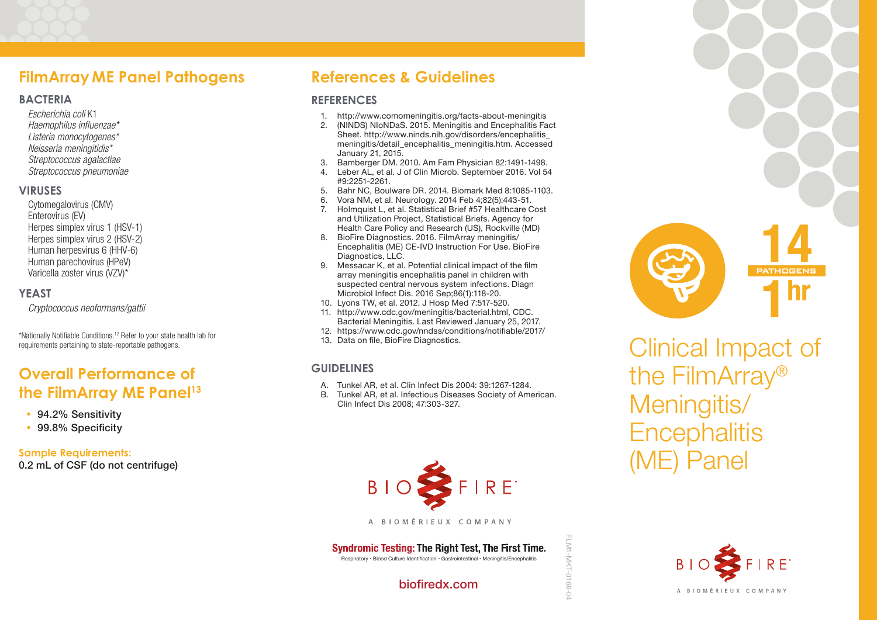## FilmArray ME Panel Pathogens

### BACTERIA

*Escherichia coli* K1
*Haemophilus influenzae**
*Listeria monocytogenes**
*Neisseria meningitidis**
*Streptococcus agalactiae*
*Streptococcus pneumoniae*

### VIRUSES

Cytomegalovirus (CMV)
Enterovirus (EV)
Herpes simplex virus 1 (HSV-1)
Herpes simplex virus 2 (HSV-2)
Human herpesvirus 6 (HHV-6)
Human parechovirus (HPeV)
Varicella zoster virus (VZV)*

### YEAST

*Cryptococcus neoformans/gattii*

*Nationally Notifiable Conditions.[12] Refer to your state health lab for requirements pertaining to state-reportable pathogens.

## Overall Performance of the FilmArray ME Panel[13]

- **94.2% Sensitivity**
- **99.8% Specificity**

**Sample Requirements:**
**0.2 mL of CSF (do not centrifuge)**

## References & Guidelines

### REFERENCES

1. http://www.comomeningitis.org/facts-about-meningitis
2. (NINDS) NIoNDaS. 2015. Meningitis and Encephalitis Fact Sheet. http://www.ninds.nih.gov/disorders/encephalitis_meningitis/detail_encephalitis_meningitis.htm. Accessed January 21, 2015.
3. Bamberger DM. 2010. Am Fam Physician 82:1491-1498.
4. Leber AL, et al. J of Clin Microb. September 2016. Vol 54 #9:2251-2261.
5. Bahr NC, Boulware DR. 2014. Biomark Med 8:1085-1103.
6. Vora NM, et al. Neurology. 2014 Feb 4;82(5):443-51.
7. Holmquist L, et al. Statistical Brief #57 Healthcare Cost and Utilization Project, Statistical Briefs. Agency for Health Care Policy and Research (US), Rockville (MD)
8. BioFire Diagnostics. 2016. FilmArray meningitis/ Encephalitis (ME) CE-IVD Instruction For Use. BioFire Diagnostics, LLC.
9. Messacar K, et al. Potential clinical impact of the film array meningitis encephalitis panel in children with suspected central nervous system infections. Diagn Microbiol Infect Dis. 2016 Sep;86(1):118-20.
10. Lyons TW, et al. 2012. J Hosp Med 7:517-520.
11. http://www.cdc.gov/meningitis/bacterial.html, CDC. Bacterial Meningitis. Last Reviewed January 25, 2017.
12. https://www.cdc.gov/nndss/conditions/notifiable/2017/
13. Data on file, BioFire Diagnostics.

### GUIDELINES

A. Tunkel AR, et al. Clin Infect Dis 2004: 39:1267-1284.
B. Tunkel AR, et al. Infectious Diseases Society of American. Clin Infect Dis 2008; 47:303-327.

BIOFIRE
A BIOMÉRIEUX COMPANY

**Syndromic Testing: The Right Test, The First Time.**
Respiratory • Blood Culture Identification • Gastrointestinal • Meningitis/Encephalitis

**biofiredx.com**

FLM1-MKT-0166-04

**14** PATHOGENS **1** hr

# Clinical Impact of the FilmArray® Meningitis/ Encephalitis (ME) Panel

BIOFIRE
A BIOMÉRIEUX COMPANY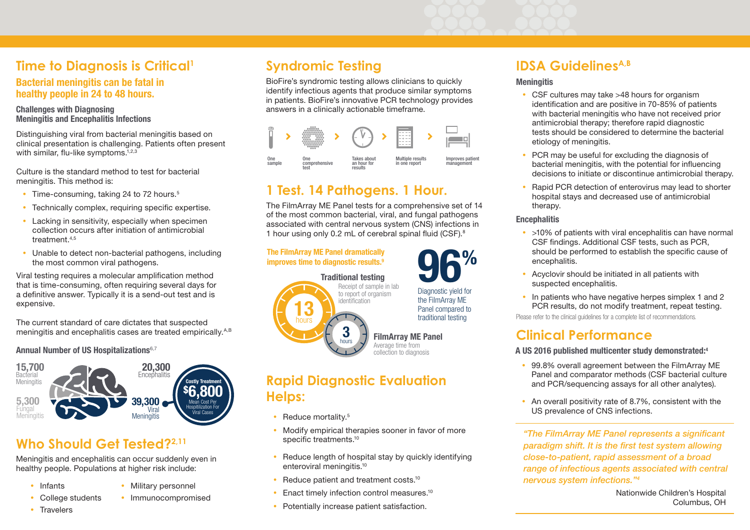## Time to Diagnosis is Critical[1]

### Bacterial meningitis can be fatal in healthy people in 24 to 48 hours.

**Challenges with Diagnosing Meningitis and Encephalitis Infections**

Distinguishing viral from bacterial meningitis based on clinical presentation is challenging. Patients often present with similar, flu-like symptoms.[1,2,3]

Culture is the standard method to test for bacterial meningitis. This method is:

- Time-consuming, taking 24 to 72 hours.[5]
- Technically complex, requiring specific expertise.
- Lacking in sensitivity, especially when specimen collection occurs after initiation of antimicrobial treatment.[4,5]
- Unable to detect non-bacterial pathogens, including the most common viral pathogens.

Viral testing requires a molecular amplification method that is time-consuming, often requiring several days for a definitive answer. Typically it is a send-out test and is expensive.

The current standard of care dictates that suspected meningitis and encephalitis cases are treated empirically.[A,B]

**Annual Number of US Hospitalizations**[6,7]

15,700 Bacterial Meningitis

5,300 Fungal Meningitis

20,300 Encephalitis

39,300 Viral Meningitis

Costly Treatment $6,800 Mean Cost Per Hospitalization For Viral Cases

## Who Should Get Tested?[2,11]

Meningitis and encephalitis can occur suddenly even in healthy people. Populations at higher risk include:

- Infants
- College students
- Travelers
- Military personnel
- Immunocompromised

## Syndromic Testing

BioFire's syndromic testing allows clinicians to quickly identify infectious agents that produce similar symptoms in patients. BioFire's innovative PCR technology provides answers in a clinically actionable timeframe.

One sample › One comprehensive test › Takes about an hour for results › Multiple results in one report › Improves patient management

## 1 Test. 14 Pathogens. 1 Hour.

The FilmArray ME Panel tests for a comprehensive set of 14 of the most common bacterial, viral, and fungal pathogens associated with central nervous system (CNS) infections in 1 hour using only 0.2 mL of cerebral spinal fluid (CSF).[8]

**The FilmArray ME Panel dramatically improves time to diagnostic results.**[9]

**Traditional testing**
Receipt of sample in lab to report of organism identification
13 hours

**FilmArray ME Panel**
Average time from collection to diagnosis
3 hours

96%
Diagnostic yield for the FilmArray ME Panel compared to traditional testing

## Rapid Diagnostic Evaluation Helps:

- Reduce mortality.[5]
- Modify empirical therapies sooner in favor of more specific treatments.[10]
- Reduce length of hospital stay by quickly identifying enteroviral meningitis.[10]
- Reduce patient and treatment costs.[10]
- Enact timely infection control measures.[10]
- Potentially increase patient satisfaction.

## IDSA Guidelines[A,B]

**Meningitis**

- CSF cultures may take >48 hours for organism identification and are positive in 70-85% of patients with bacterial meningitis who have not received prior antimicrobial therapy; therefore rapid diagnostic tests should be considered to determine the bacterial etiology of meningitis.
- PCR may be useful for excluding the diagnosis of bacterial meningitis, with the potential for influencing decisions to initiate or discontinue antimicrobial therapy.
- Rapid PCR detection of enterovirus may lead to shorter hospital stays and decreased use of antimicrobial therapy.

**Encephalitis**

- >10% of patients with viral encephalitis can have normal CSF findings. Additional CSF tests, such as PCR, should be performed to establish the specific cause of encephalitis.
- Acyclovir should be initiated in all patients with suspected encephalitis.
- In patients who have negative herpes simplex 1 and 2 PCR results, do not modify treatment, repeat testing.

Please refer to the clinical guidelines for a complete list of recommendations.

## Clinical Performance

**A US 2016 published multicenter study demonstrated:**[4]

- 99.8% overall agreement between the FilmArray ME Panel and comparator methods (CSF bacterial culture and PCR/sequencing assays for all other analytes).
- An overall positivity rate of 8.7%, consistent with the US prevalence of CNS infections.

*"The FilmArray ME Panel represents a significant paradigm shift. It is the first test system allowing close-to-patient, rapid assessment of a broad range of infectious agents associated with central nervous system infections."*[4]

Nationwide Children's Hospital
Columbus, OH